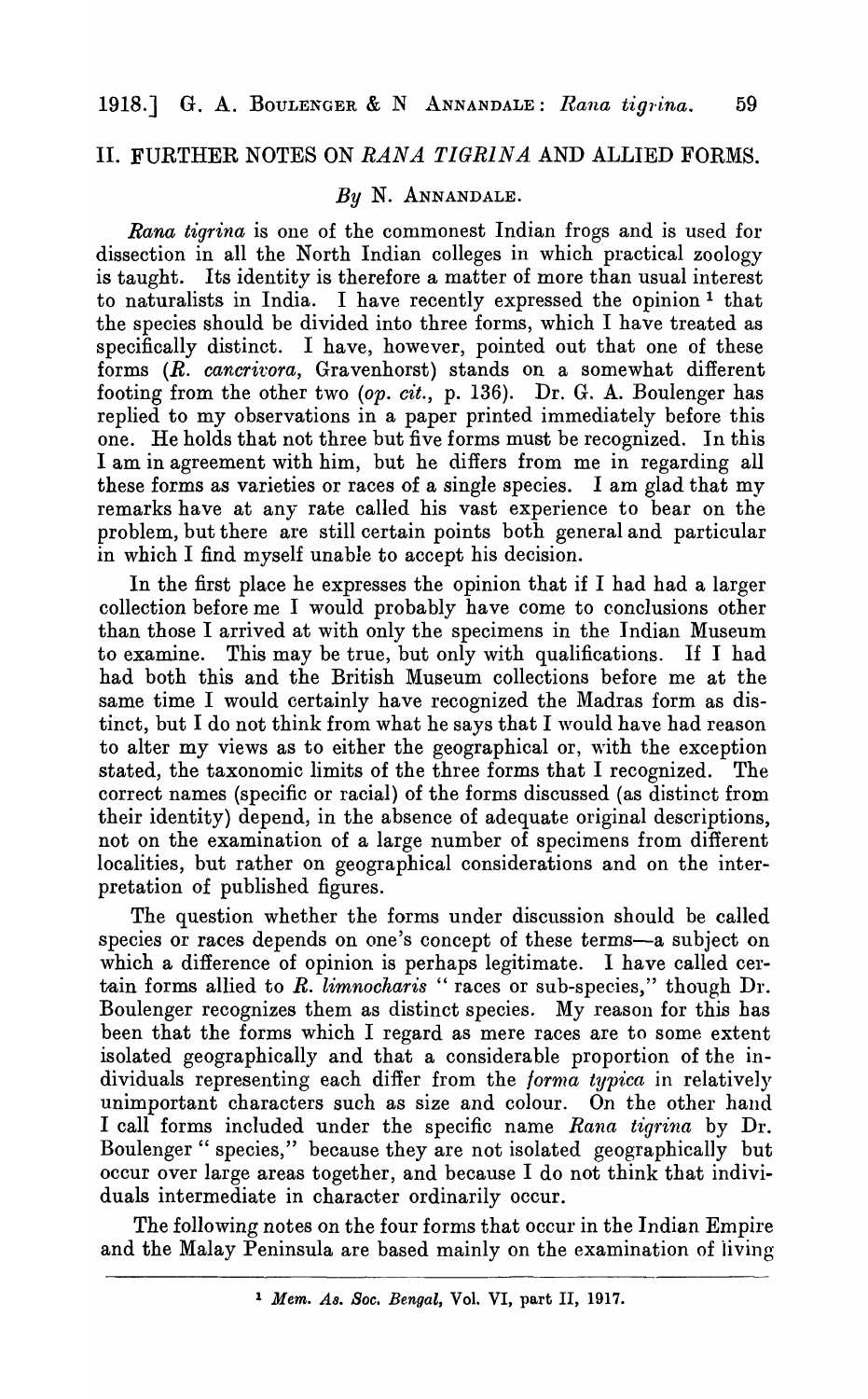## II. FURTHER NOTES ON *RANA TIGRINA* AND ALLIED FORMS.

*By* N. ANNANDALE.

*Rana tigrina* is one of the commonest Indian frogs and is used for dissection in all the North Indian colleges in which practical zoology is taught. Its identity is therefore a matter of more than usual interest to naturalists in India. I have recently expressed the opinion [1] that the species should be divided into three forms, which I have treated as specifically distinct. I have, however, pointed out that one of these forms (*R. cancrivora*, Gravenhorst) stands on a somewhat different footing from the other two (*op. cit.*, p. 136). Dr. G. A. Boulenger has replied to my observations in a paper printed immediately before this one. He holds that not three but five forms must be recognized. In this I am in agreement with him, but he differs from me in regarding all these forms as varieties or races of a single species. I am glad that my remarks have at any rate called his vast experience to bear on the problem, but there are still certain points both general and particular in which I find myself unable to accept his decision.

In the first place he expresses the opinion that if I had had a larger collection before me I would probably have come to conclusions other than those I arrived at with only the specimens in the Indian Museum to examine. This may be true, but only with qualifications. If I had had both this and the British Museum collections before me at the same time I would certainly have recognized the Madras form as distinct, but I do not think from what he says that I would have had reason to alter my views as to either the geographical or, with the exception stated, the taxonomic limits of the three forms that I recognized. The correct names (specific or racial) of the forms discussed (as distinct from their identity) depend, in the absence of adequate original descriptions, not on the examination of a large number of specimens from different localities, but rather on geographical considerations and on the interpretation of published figures.

The question whether the forms under discussion should be called species or races depends on one's concept of these terms—a subject on which a difference of opinion is perhaps legitimate. I have called certain forms allied to *R. limnocharis* " races or sub-species," though Dr. Boulenger recognizes them as distinct species. My reason for this has been that the forms which I regard as mere races are to some extent isolated geographically and that a considerable proportion of the individuals representing each differ from the *forma typica* in relatively unimportant characters such as size and colour. On the other hand I call forms included under the specific name *Rana tigrina* by Dr. Boulenger " species," because they are not isolated geographically but occur over large areas together, and because I do not think that individuals intermediate in character ordinarily occur.

The following notes on the four forms that occur in the Indian Empire and the Malay Peninsula are based mainly on the examination of living

[1] *Mem. As. Soc. Bengal*, Vol. VI, part II, 1917.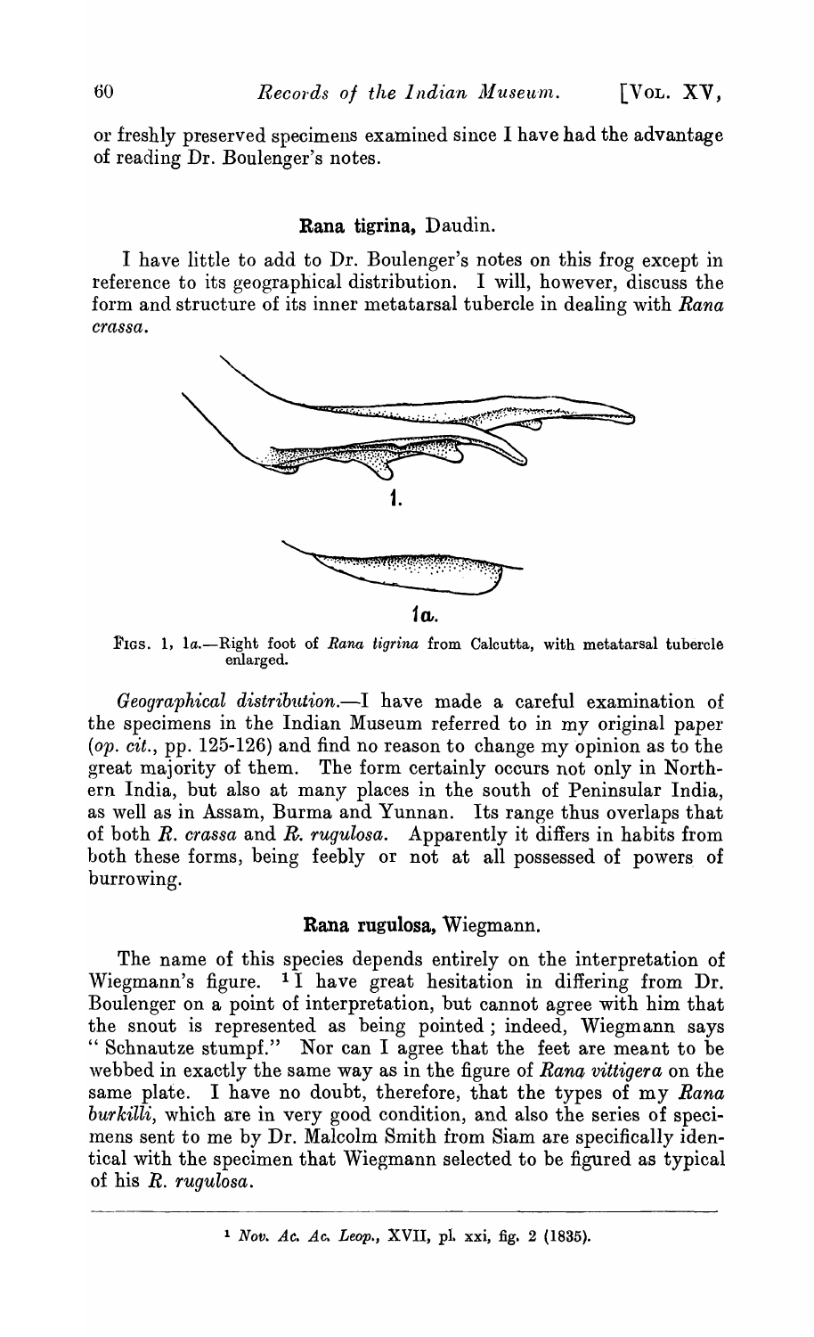or freshly preserved specimens examined since I have had the advantage of reading Dr. Boulenger's notes.

## Rana tigrina, Daudin.

I have little to add to Dr. Boulenger's notes on this frog except in reference to its geographical distribution. I will, however, discuss the form and structure of its inner metatarsal tubercle in dealing with *Rana crassa*.

FIGS. 1, 1a.—Right foot of *Rana tigrina* from Calcutta, with metatarsal tubercle enlarged.

*Geographical distribution.*—I have made a careful examination of the specimens in the Indian Museum referred to in my original paper (*op. cit.*, pp. 125-126) and find no reason to change my opinion as to the great majority of them. The form certainly occurs not only in Northern India, but also at many places in the south of Peninsular India, as well as in Assam, Burma and Yunnan. Its range thus overlaps that of both *R. crassa* and *R. rugulosa*. Apparently it differs in habits from both these forms, being feebly or not at all possessed of powers of burrowing.

## Rana rugulosa, Wiegmann.

The name of this species depends entirely on the interpretation of Wiegmann's figure. [1] I have great hesitation in differing from Dr. Boulenger on a point of interpretation, but cannot agree with him that the snout is represented as being pointed; indeed, Wiegmann says "Schnautze stumpf." Nor can I agree that the feet are meant to be webbed in exactly the same way as in the figure of *Rana vittigera* on the same plate. I have no doubt, therefore, that the types of my *Rana burkilli*, which are in very good condition, and also the series of specimens sent to me by Dr. Malcolm Smith from Siam are specifically identical with the specimen that Wiegmann selected to be figured as typical of his *R. rugulosa*.

---

[1] *Nov. Ac. Ac. Leop.*, XVII, pl. xxi, fig. 2 (1835).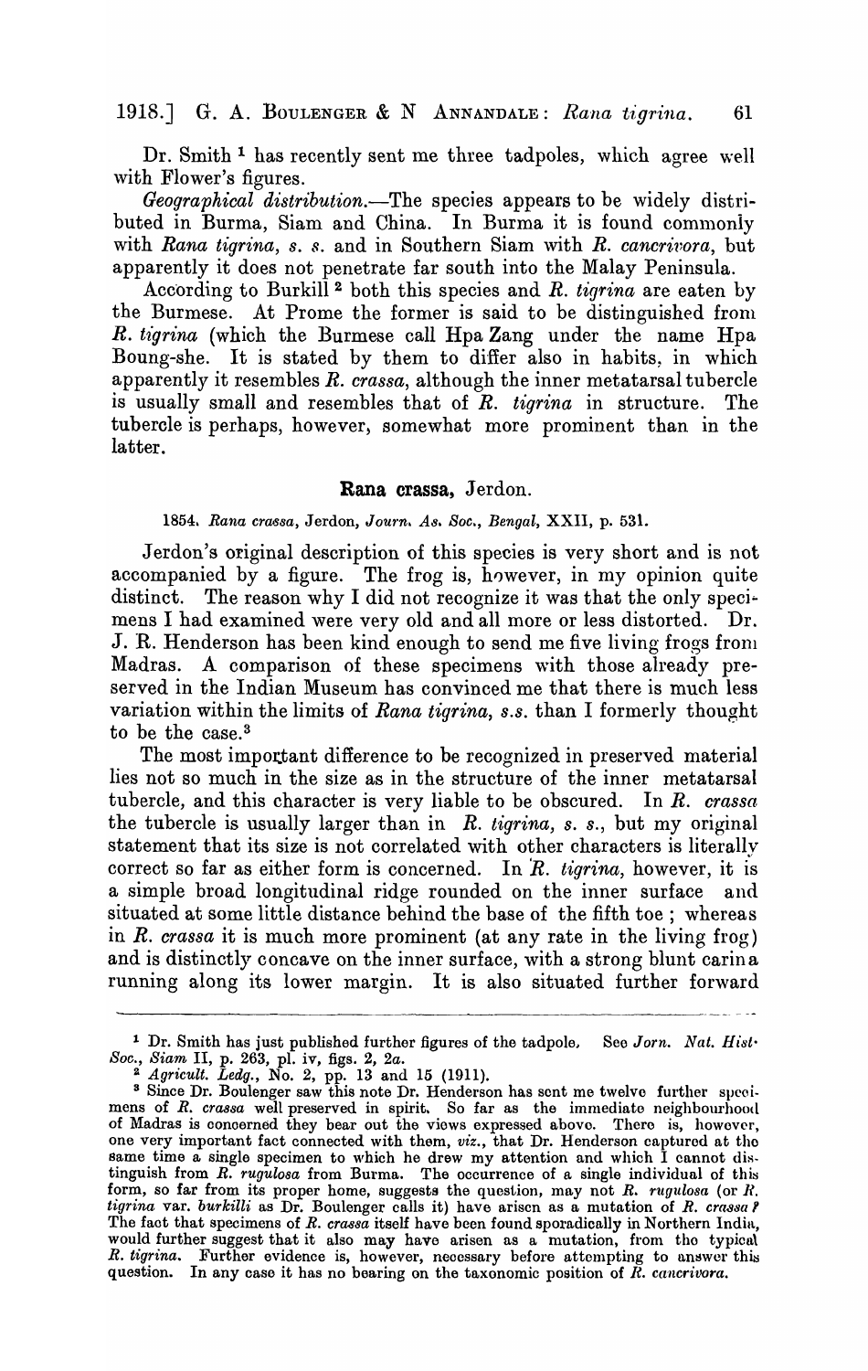Dr. Smith [1] has recently sent me three tadpoles, which agree well with Flower's figures.

*Geographical distribution.*—The species appears to be widely distributed in Burma, Siam and China. In Burma it is found commonly with *Rana tigrina, s. s.* and in Southern Siam with *R. cancrivora*, but apparently it does not penetrate far south into the Malay Peninsula.

According to Burkill [2] both this species and *R. tigrina* are eaten by the Burmese. At Prome the former is said to be distinguished from *R. tigrina* (which the Burmese call Hpa Zang under the name Hpa Boung-she. It is stated by them to differ also in habits, in which apparently it resembles *R. crassa*, although the inner metatarsal tubercle is usually small and resembles that of *R. tigrina* in structure. The tubercle is perhaps, however, somewhat more prominent than in the latter.

## Rana crassa, Jerdon.

1854. *Rana crassa*, Jerdon, *Journ. As. Soc., Bengal*, XXII, p. 531.

Jerdon's original description of this species is very short and is not accompanied by a figure. The frog is, however, in my opinion quite distinct. The reason why I did not recognize it was that the only specimens I had examined were very old and all more or less distorted. Dr. J. R. Henderson has been kind enough to send me five living frogs from Madras. A comparison of these specimens with those already preserved in the Indian Museum has convinced me that there is much less variation within the limits of *Rana tigrina, s.s.* than I formerly thought to be the case.[3]

The most important difference to be recognized in preserved material lies not so much in the size as in the structure of the inner metatarsal tubercle, and this character is very liable to be obscured. In *R. crassa* the tubercle is usually larger than in *R. tigrina, s. s.*, but my original statement that its size is not correlated with other characters is literally correct so far as either form is concerned. In *R. tigrina*, however, it is a simple broad longitudinal ridge rounded on the inner surface and situated at some little distance behind the base of the fifth toe; whereas in *R. crassa* it is much more prominent (at any rate in the living frog) and is distinctly concave on the inner surface, with a strong blunt carina running along its lower margin. It is also situated further forward

---

[1] Dr. Smith has just published further figures of the tadpole. See *Jorn. Nat. Hist. Soc., Siam* II, p. 263, pl. iv, figs. 2, 2a.

[2] *Agricult. Ledg.*, No. 2, pp. 13 and 15 (1911).

[3] Since Dr. Boulenger saw this note Dr. Henderson has sent me twelve further specimens of *R. crassa* well preserved in spirit. So far as the immediate neighbourhood of Madras is concerned they bear out the views expressed above. There is, however, one very important fact connected with them, *viz.*, that Dr. Henderson captured at the same time a single specimen to which he drew my attention and which I cannot distinguish from *R. rugulosa* from Burma. The occurrence of a single individual of this form, so far from its proper home, suggests the question, may not *R. rugulosa* (or *R. tigrina* var. *burkilli* as Dr. Boulenger calls it) have arisen as a mutation of *R. crassa*? The fact that specimens of *R. crassa* itself have been found sporadically in Northern India, would further suggest that it also may have arisen as a mutation, from the typical *R. tigrina*. Further evidence is, however, necessary before attempting to answer this question. In any case it has no bearing on the taxonomic position of *R. cancrivora*.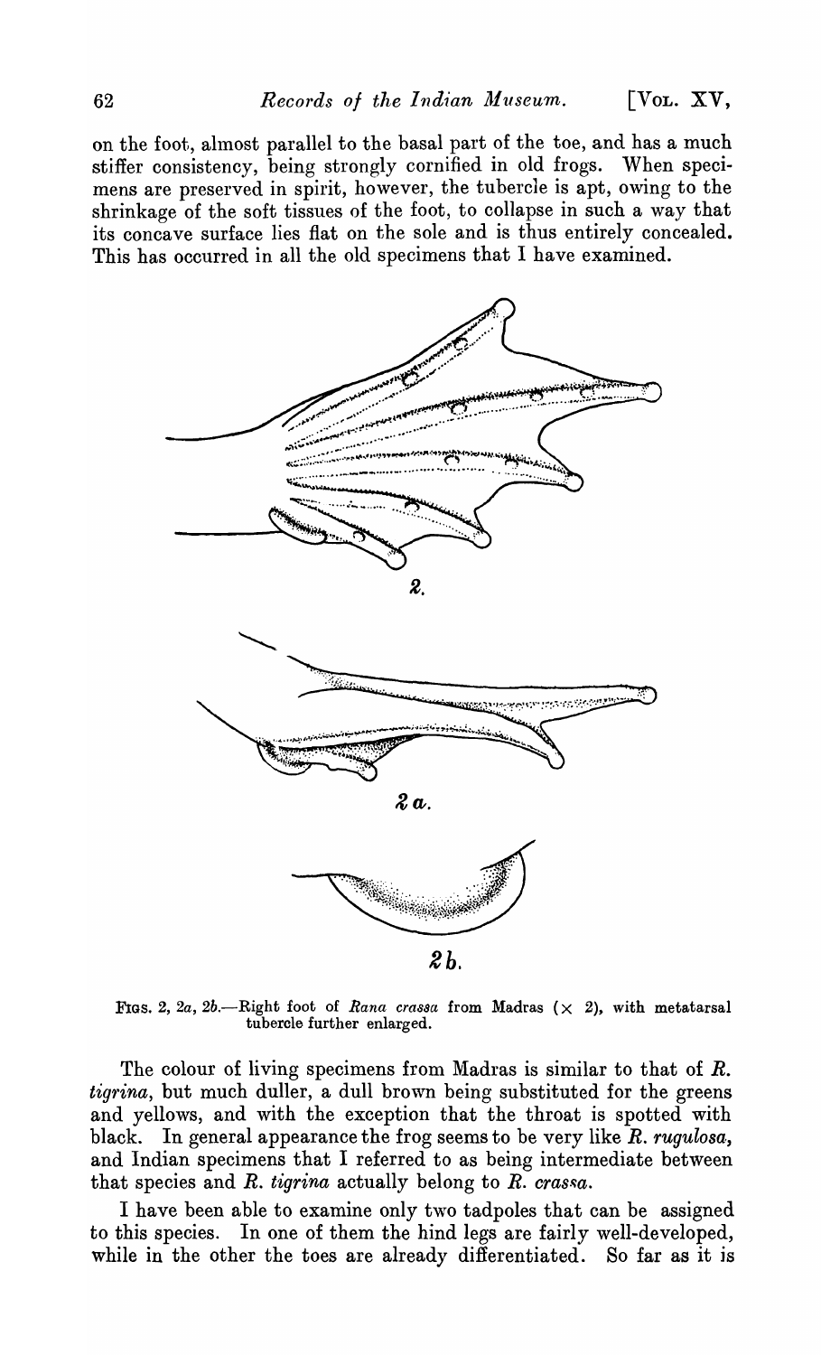on the foot, almost parallel to the basal part of the toe, and has a much stiffer consistency, being strongly cornified in old frogs. When specimens are preserved in spirit, however, the tubercle is apt, owing to the shrinkage of the soft tissues of the foot, to collapse in such a way that its concave surface lies flat on the sole and is thus entirely concealed. This has occurred in all the old specimens that I have examined.

FIGS. 2, 2a, 2b.—Right foot of *Rana crassa* from Madras (× 2), with metatarsal tubercle further enlarged.

The colour of living specimens from Madras is similar to that of *R. tigrina*, but much duller, a dull brown being substituted for the greens and yellows, and with the exception that the throat is spotted with black. In general appearance the frog seems to be very like *R. rugulosa*, and Indian specimens that I referred to as being intermediate between that species and *R. tigrina* actually belong to *R. crassa*.

I have been able to examine only two tadpoles that can be assigned to this species. In one of them the hind legs are fairly well-developed, while in the other the toes are already differentiated. So far as it is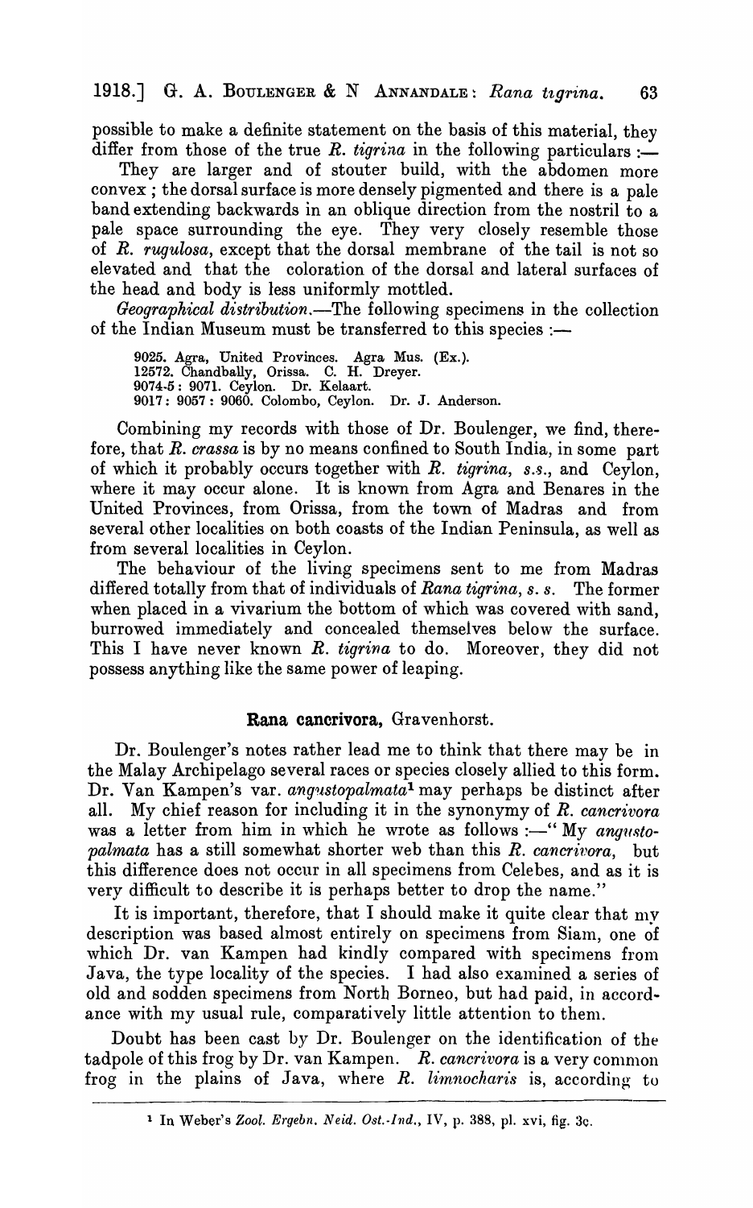possible to make a definite statement on the basis of this material, they differ from those of the true *R. tigrina* in the following particulars :—

They are larger and of stouter build, with the abdomen more convex ; the dorsal surface is more densely pigmented and there is a pale band extending backwards in an oblique direction from the nostril to a pale space surrounding the eye. They very closely resemble those of *R. rugulosa*, except that the dorsal membrane of the tail is not so elevated and that the coloration of the dorsal and lateral surfaces of the head and body is less uniformly mottled.

*Geographical distribution.*—The following specimens in the collection of the Indian Museum must be transferred to this species :—

9025. Agra, United Provinces. Agra Mus. (Ex.).
12572. Chandbally, Orissa. C. H. Dreyer.
9074-5 : 9071. Ceylon. Dr. Kelaart.
9017 : 9057 : 9060. Colombo, Ceylon. Dr. J. Anderson.

Combining my records with those of Dr. Boulenger, we find, therefore, that *R. crassa* is by no means confined to South India, in some part of which it probably occurs together with *R. tigrina*, *s.s.*, and Ceylon, where it may occur alone. It is known from Agra and Benares in the United Provinces, from Orissa, from the town of Madras and from several other localities on both coasts of the Indian Peninsula, as well as from several localities in Ceylon.

The behaviour of the living specimens sent to me from Madras differed totally from that of individuals of *Rana tigrina*, *s. s.* The former when placed in a vivarium the bottom of which was covered with sand, burrowed immediately and concealed themselves below the surface. This I have never known *R. tigrina* to do. Moreover, they did not possess anything like the same power of leaping.

### Rana cancrivora, Gravenhorst.

Dr. Boulenger's notes rather lead me to think that there may be in the Malay Archipelago several races or species closely allied to this form. Dr. Van Kampen's var. *angustopalmata*[1] may perhaps be distinct after all. My chief reason for including it in the synonymy of *R. cancrivora* was a letter from him in which he wrote as follows :—" My *angustopalmata* has a still somewhat shorter web than this *R. cancrivora*, but this difference does not occur in all specimens from Celebes, and as it is very difficult to describe it is perhaps better to drop the name."

It is important, therefore, that I should make it quite clear that my description was based almost entirely on specimens from Siam, one of which Dr. van Kampen had kindly compared with specimens from Java, the type locality of the species. I had also examined a series of old and sodden specimens from North Borneo, but had paid, in accordance with my usual rule, comparatively little attention to them.

Doubt has been cast by Dr. Boulenger on the identification of the tadpole of this frog by Dr. van Kampen. *R. cancrivora* is a very common frog in the plains of Java, where *R. limnocharis* is, according to

[1] In Weber's *Zool. Ergebn. Neid. Ost.-Ind.*, IV, p. 388, pl. xvi, fig. 3c.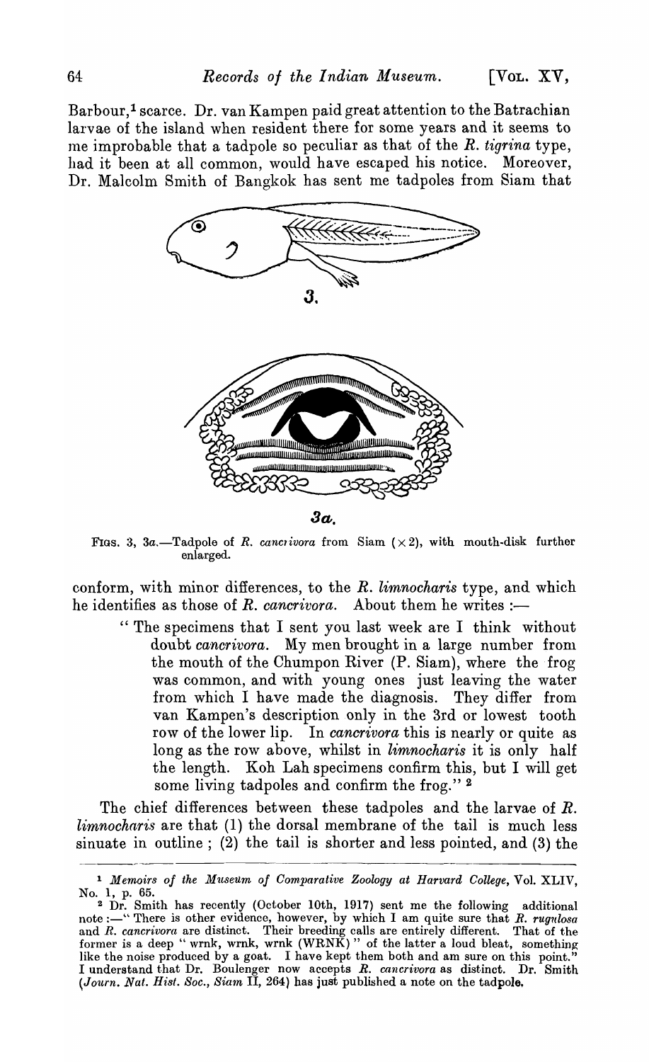Barbour,[1] scarce. Dr. van Kampen paid great attention to the Batrachian larvae of the island when resident there for some years and it seems to me improbable that a tadpole so peculiar as that of the *R. tigrina* type, had it been at all common, would have escaped his notice. Moreover, Dr. Malcolm Smith of Bangkok has sent me tadpoles from Siam that

FIGS. 3, 3a.—Tadpole of *R. cancrivora* from Siam (×2), with mouth-disk further enlarged.

conform, with minor differences, to the *R. limnocharis* type, and which he identifies as those of *R. cancrivora*. About them he writes :—

> "The specimens that I sent you last week are I think without doubt *cancrivora*. My men brought in a large number from the mouth of the Chumpon River (P. Siam), where the frog was common, and with young ones just leaving the water from which I have made the diagnosis. They differ from van Kampen's description only in the 3rd or lowest tooth row of the lower lip. In *cancrivora* this is nearly or quite as long as the row above, whilst in *limnocharis* it is only half the length. Koh Lah specimens confirm this, but I will get some living tadpoles and confirm the frog."[2]

The chief differences between these tadpoles and the larvae of *R. limnocharis* are that (1) the dorsal membrane of the tail is much less sinuate in outline ; (2) the tail is shorter and less pointed, and (3) the

---

[1] *Memoirs of the Museum of Comparative Zoology at Harvard College*, Vol. XLIV, No. 1, p. 65.

[2] Dr. Smith has recently (October 10th, 1917) sent me the following additional note :—"There is other evidence, however, by which I am quite sure that *R. rugulosa* and *R. cancrivora* are distinct. Their breeding calls are entirely different. That of the former is a deep "wrnk, wrnk, wrnk (WRNK)" of the latter a loud bleat, something like the noise produced by a goat. I have kept them both and am sure on this point." I understand that Dr. Boulenger now accepts *R. cancrivora* as distinct. Dr. Smith (*Journ. Nat. Hist. Soc., Siam* II, 264) has just published a note on the tadpole.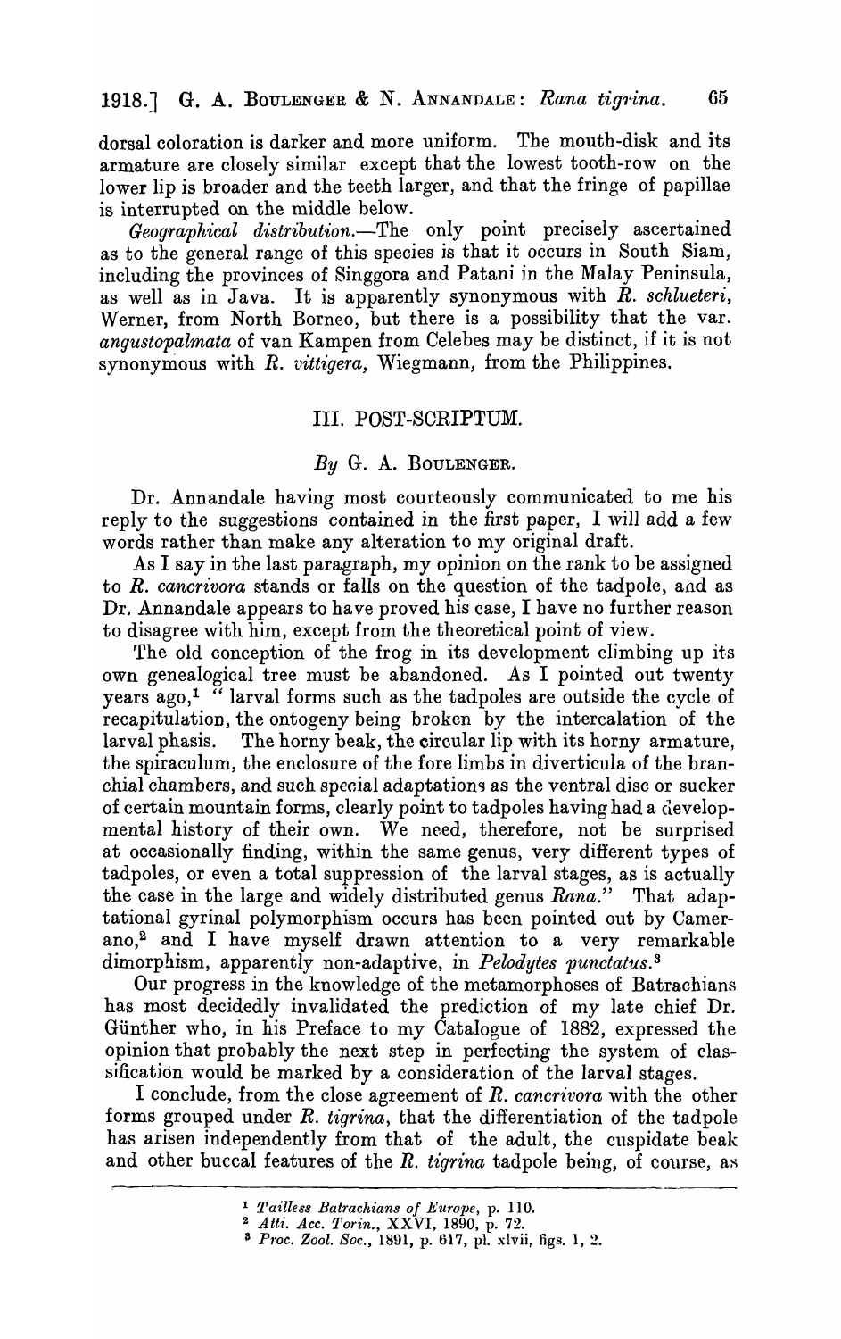dorsal coloration is darker and more uniform. The mouth-disk and its armature are closely similar except that the lowest tooth-row on the lower lip is broader and the teeth larger, and that the fringe of papillae is interrupted on the middle below.

*Geographical distribution.*—The only point precisely ascertained as to the general range of this species is that it occurs in South Siam, including the provinces of Singgora and Patani in the Malay Peninsula, as well as in Java. It is apparently synonymous with *R. schlueteri*, Werner, from North Borneo, but there is a possibility that the var. *angustopalmata* of van Kampen from Celebes may be distinct, if it is not synonymous with *R. vittigera*, Wiegmann, from the Philippines.

## III. POST-SCRIPTUM.

*By* G. A. BOULENGER.

Dr. Annandale having most courteously communicated to me his reply to the suggestions contained in the first paper, I will add a few words rather than make any alteration to my original draft.

As I say in the last paragraph, my opinion on the rank to be assigned to *R. cancrivora* stands or falls on the question of the tadpole, and as Dr. Annandale appears to have proved his case, I have no further reason to disagree with him, except from the theoretical point of view.

The old conception of the frog in its development climbing up its own genealogical tree must be abandoned. As I pointed out twenty years ago,[1] "larval forms such as the tadpoles are outside the cycle of recapitulation, the ontogeny being broken by the intercalation of the larval phasis. The horny beak, the circular lip with its horny armature, the spiraculum, the enclosure of the fore limbs in diverticula of the branchial chambers, and such special adaptations as the ventral disc or sucker of certain mountain forms, clearly point to tadpoles having had a developmental history of their own. We need, therefore, not be surprised at occasionally finding, within the same genus, very different types of tadpoles, or even a total suppression of the larval stages, as is actually the case in the large and widely distributed genus *Rana*." That adaptational gyrinal polymorphism occurs has been pointed out by Camerano,[2] and I have myself drawn attention to a very remarkable dimorphism, apparently non-adaptive, in *Pelodytes punctatus*.[3]

Our progress in the knowledge of the metamorphoses of Batrachians has most decidedly invalidated the prediction of my late chief Dr. Günther who, in his Preface to my Catalogue of 1882, expressed the opinion that probably the next step in perfecting the system of classification would be marked by a consideration of the larval stages.

I conclude, from the close agreement of *R. cancrivora* with the other forms grouped under *R. tigrina*, that the differentiation of the tadpole has arisen independently from that of the adult, the cuspidate beak and other buccal features of the *R. tigrina* tadpole being, of course, as

[1] *Tailless Batrachians of Europe*, p. 110.

[2] *Atti. Acc. Torin.*, XXVI, 1890, p. 72.

[3] *Proc. Zool. Soc.*, 1891, p. 617, pl. xlvii, figs. 1, 2.